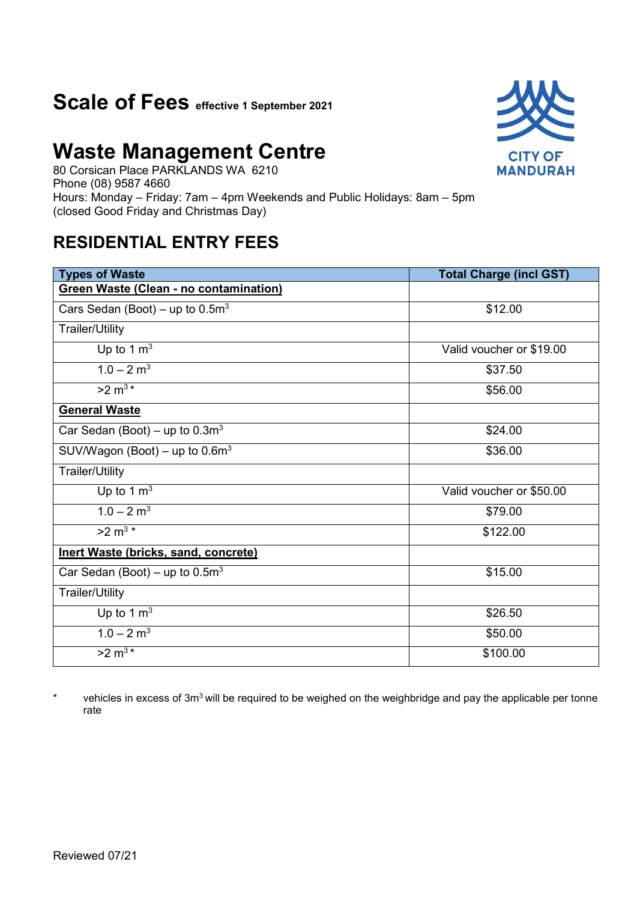# Scale of Fees effective 1 September 2021

CITY OF MANDURAH

# Waste Management Centre

80 Corsican Place PARKLANDS WA 6210
Phone (08) 9587 4660
Hours: Monday – Friday: 7am – 4pm Weekends and Public Holidays: 8am – 5pm
(closed Good Friday and Christmas Day)

## RESIDENTIAL ENTRY FEES

| Types of Waste | Total Charge (incl GST) |
|---|---|
| **Green Waste (Clean - no contamination)** | |
| Cars Sedan (Boot) – up to $0.5m^3$ | $12.00 |
| Trailer/Utility | |
| Up to 1 $m^3$ | Valid voucher or $19.00 |
| 1.0 – 2 $m^3$ | $37.50 |
| >2 $m^3$ * | $56.00 |
| **General Waste** | |
| Car Sedan (Boot) – up to $0.3m^3$ | $24.00 |
| SUV/Wagon (Boot) – up to $0.6m^3$ | $36.00 |
| Trailer/Utility | |
| Up to 1 $m^3$ | Valid voucher or $50.00 |
| 1.0 – 2 $m^3$ | $79.00 |
| >2 $m^3$ * | $122.00 |
| **Inert Waste (bricks, sand, concrete)** | |
| Car Sedan (Boot) – up to $0.5m^3$ | $15.00 |
| Trailer/Utility | |
| Up to 1 $m^3$ | $26.50 |
| 1.0 – 2 $m^3$ | $50.00 |
| >2 $m^3$ * | $100.00 |

\* vehicles in excess of $3m^3$ will be required to be weighed on the weighbridge and pay the applicable per tonne rate

Reviewed 07/21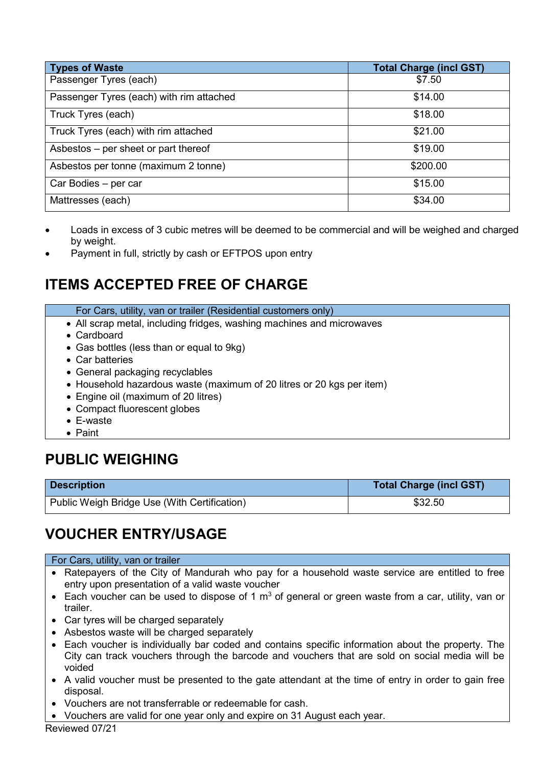| Types of Waste | Total Charge (incl GST) |
|---|---|
| Passenger Tyres (each) | $7.50 |
| Passenger Tyres (each) with rim attached | $14.00 |
| Truck Tyres (each) | $18.00 |
| Truck Tyres (each) with rim attached | $21.00 |
| Asbestos – per sheet or part thereof | $19.00 |
| Asbestos per tonne (maximum 2 tonne) | $200.00 |
| Car Bodies – per car | $15.00 |
| Mattresses (each) | $34.00 |

- Loads in excess of 3 cubic metres will be deemed to be commercial and will be weighed and charged by weight.
- Payment in full, strictly by cash or EFTPOS upon entry

## ITEMS ACCEPTED FREE OF CHARGE

| For Cars, utility, van or trailer (Residential customers only) |
|---|
| • All scrap metal, including fridges, washing machines and microwaves<br>• Cardboard<br>• Gas bottles (less than or equal to 9kg)<br>• Car batteries<br>• General packaging recyclables<br>• Household hazardous waste (maximum of 20 litres or 20 kgs per item)<br>• Engine oil (maximum of 20 litres)<br>• Compact fluorescent globes<br>• E-waste<br>• Paint |

## PUBLIC WEIGHING

| Description | Total Charge (incl GST) |
|---|---|
| Public Weigh Bridge Use (With Certification) | $32.50 |

## VOUCHER ENTRY/USAGE

| For Cars, utility, van or trailer |
|---|
| • Ratepayers of the City of Mandurah who pay for a household waste service are entitled to free entry upon presentation of a valid waste voucher<br>• Each voucher can be used to dispose of 1 $m^3$ of general or green waste from a car, utility, van or trailer.<br>• Car tyres will be charged separately<br>• Asbestos waste will be charged separately<br>• Each voucher is individually bar coded and contains specific information about the property. The City can track vouchers through the barcode and vouchers that are sold on social media will be voided<br>• A valid voucher must be presented to the gate attendant at the time of entry in order to gain free disposal.<br>• Vouchers are not transferrable or redeemable for cash.<br>• Vouchers are valid for one year only and expire on 31 August each year. |

Reviewed 07/21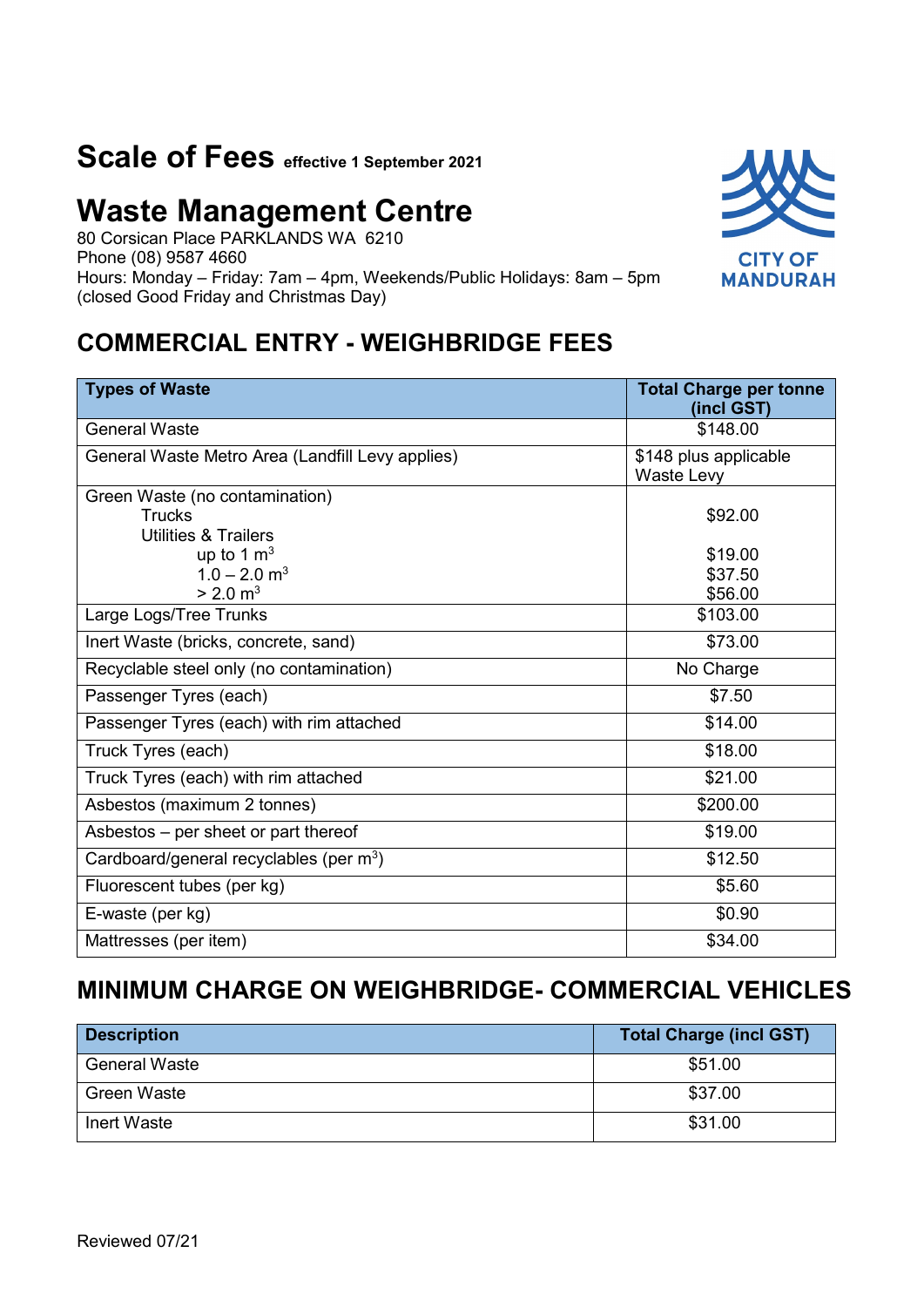# Scale of Fees effective 1 September 2021

# Waste Management Centre

80 Corsican Place PARKLANDS WA 6210
Phone (08) 9587 4660
Hours: Monday – Friday: 7am – 4pm, Weekends/Public Holidays: 8am – 5pm
(closed Good Friday and Christmas Day)

CITY OF MANDURAH

## COMMERCIAL ENTRY - WEIGHBRIDGE FEES

| Types of Waste | Total Charge per tonne (incl GST) |
|---|---|
| General Waste | $148.00 |
| General Waste Metro Area (Landfill Levy applies) | $148 plus applicable Waste Levy |
| Green Waste (no contamination)<br>Trucks<br>Utilities & Trailers<br>up to 1 $m^3$<br>1.0 – 2.0 $m^3$<br>> 2.0 $m^3$ | <br>$92.00<br><br>$19.00<br>$37.50<br>$56.00 |
| Large Logs/Tree Trunks | $103.00 |
| Inert Waste (bricks, concrete, sand) | $73.00 |
| Recyclable steel only (no contamination) | No Charge |
| Passenger Tyres (each) | $7.50 |
| Passenger Tyres (each) with rim attached | $14.00 |
| Truck Tyres (each) | $18.00 |
| Truck Tyres (each) with rim attached | $21.00 |
| Asbestos (maximum 2 tonnes) | $200.00 |
| Asbestos – per sheet or part thereof | $19.00 |
| Cardboard/general recyclables (per $m^3$) | $12.50 |
| Fluorescent tubes (per kg) | $5.60 |
| E-waste (per kg) | $0.90 |
| Mattresses (per item) | $34.00 |

## MINIMUM CHARGE ON WEIGHBRIDGE- COMMERCIAL VEHICLES

| Description | Total Charge (incl GST) |
|---|---|
| General Waste | $51.00 |
| Green Waste | $37.00 |
| Inert Waste | $31.00 |

Reviewed 07/21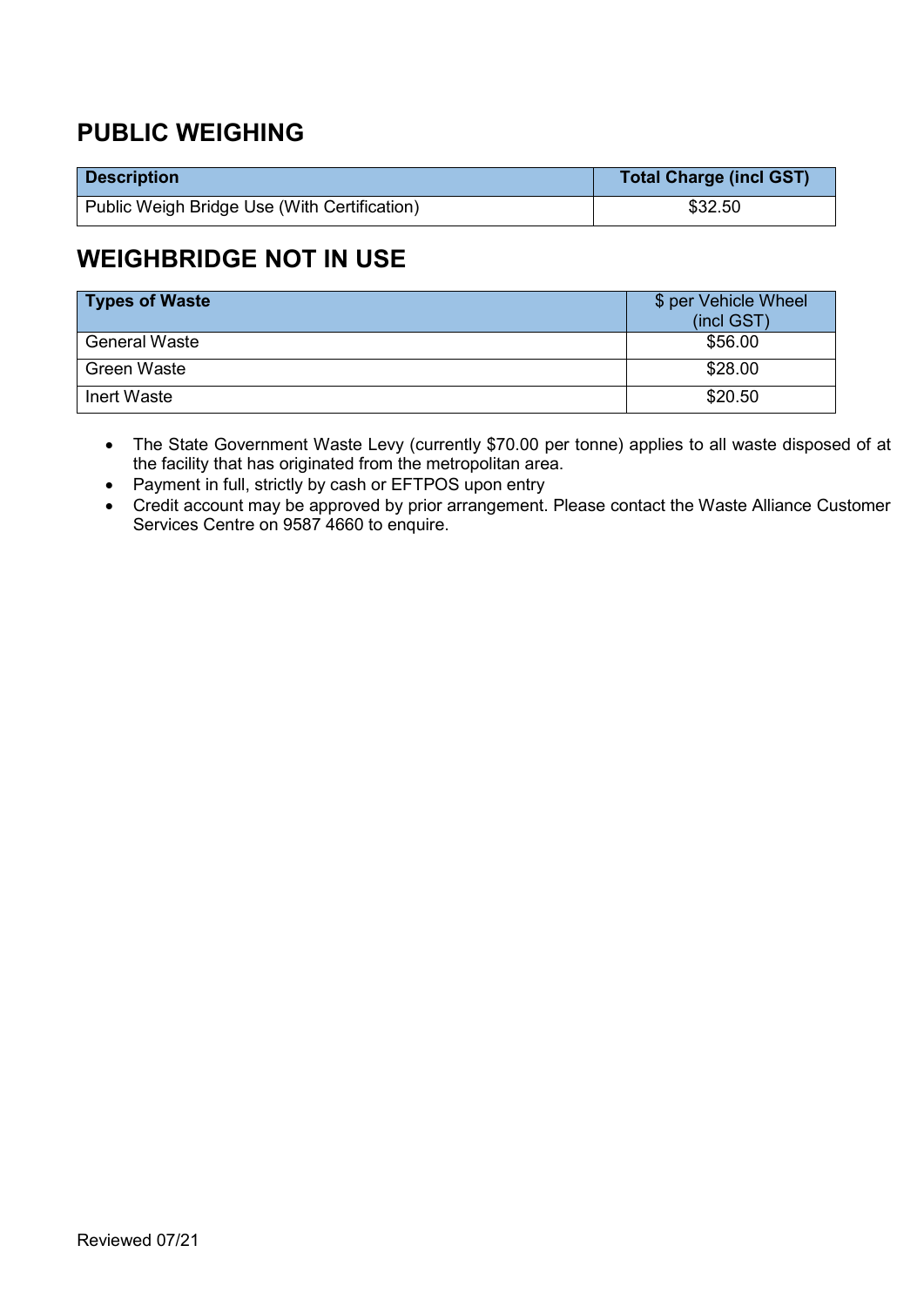## PUBLIC WEIGHING

| Description | Total Charge (incl GST) |
|---|---|
| Public Weigh Bridge Use (With Certification) | $32.50 |

## WEIGHBRIDGE NOT IN USE

| Types of Waste | $ per Vehicle Wheel (incl GST) |
|---|---|
| General Waste | $56.00 |
| Green Waste | $28.00 |
| Inert Waste | $20.50 |

- The State Government Waste Levy (currently $70.00 per tonne) applies to all waste disposed of at the facility that has originated from the metropolitan area.
- Payment in full, strictly by cash or EFTPOS upon entry
- Credit account may be approved by prior arrangement. Please contact the Waste Alliance Customer Services Centre on 9587 4660 to enquire.

Reviewed 07/21